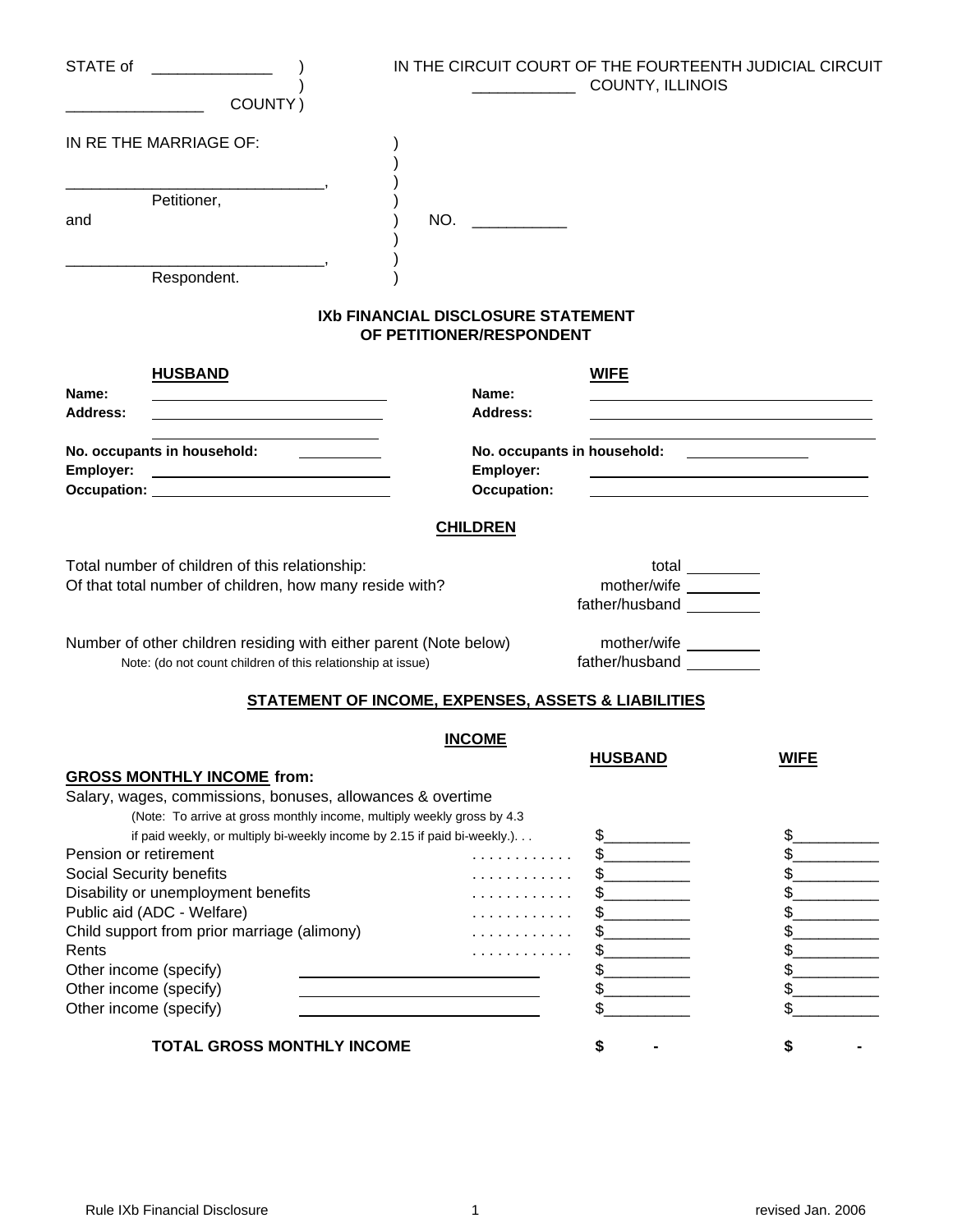STATE of ______________ )
)
________________ COUNTY )

IN THE CIRCUIT COURT OF THE FOURTEENTH JUDICIAL CIRCUIT
____________ COUNTY, ILLINOIS

IN RE THE MARRIAGE OF: )
)
______________________________, )
Petitioner, )
and ) NO. ___________
)
______________________________, )
Respondent. )

## IXb FINANCIAL DISCLOSURE STATEMENT OF PETITIONER/RESPONDENT

| **HUSBAND** | | **WIFE** | |
|---|---|---|---|
| **Name:** | | **Name:** | |
| **Address:** | | **Address:** | |
| **No. occupants in household:** | | **No. occupants in household:** | |
| **Employer:** | | **Employer:** | |
| **Occupation:** | | **Occupation:** | |

## CHILDREN

Total number of children of this relationship: total ________

Of that total number of children, how many reside with? mother/wife ________ father/husband ________

Number of other children residing with either parent (Note below) mother/wife ________ father/husband ________

Note: (do not count children of this relationship at issue)

## STATEMENT OF INCOME, EXPENSES, ASSETS & LIABILITIES

### INCOME

| | **HUSBAND** | **WIFE** |
|---|---|---|
| **GROSS MONTHLY INCOME from:** | | |
| Salary, wages, commissions, bonuses, allowances & overtime (Note: To arrive at gross monthly income, multiply weekly gross by 4.3 if paid weekly, or multiply bi-weekly income by 2.15 if paid bi-weekly.). . . | $__________ | $__________ |
| Pension or retirement . . . . . . . . . . . . | $__________ | $__________ |
| Social Security benefits . . . . . . . . . . . . | $__________ | $__________ |
| Disability or unemployment benefits . . . . . . . . . . . . | $__________ | $__________ |
| Public aid (ADC - Welfare) . . . . . . . . . . . . | $__________ | $__________ |
| Child support from prior marriage (alimony) . . . . . . . . . . . . | $__________ | $__________ |
| Rents . . . . . . . . . . . . | $__________ | $__________ |
| Other income (specify) ____________________ | $__________ | $__________ |
| Other income (specify) ____________________ | $__________ | $__________ |
| Other income (specify) ____________________ | $__________ | $__________ |
| **TOTAL GROSS MONTHLY INCOME** | **$ -** | **$ -** |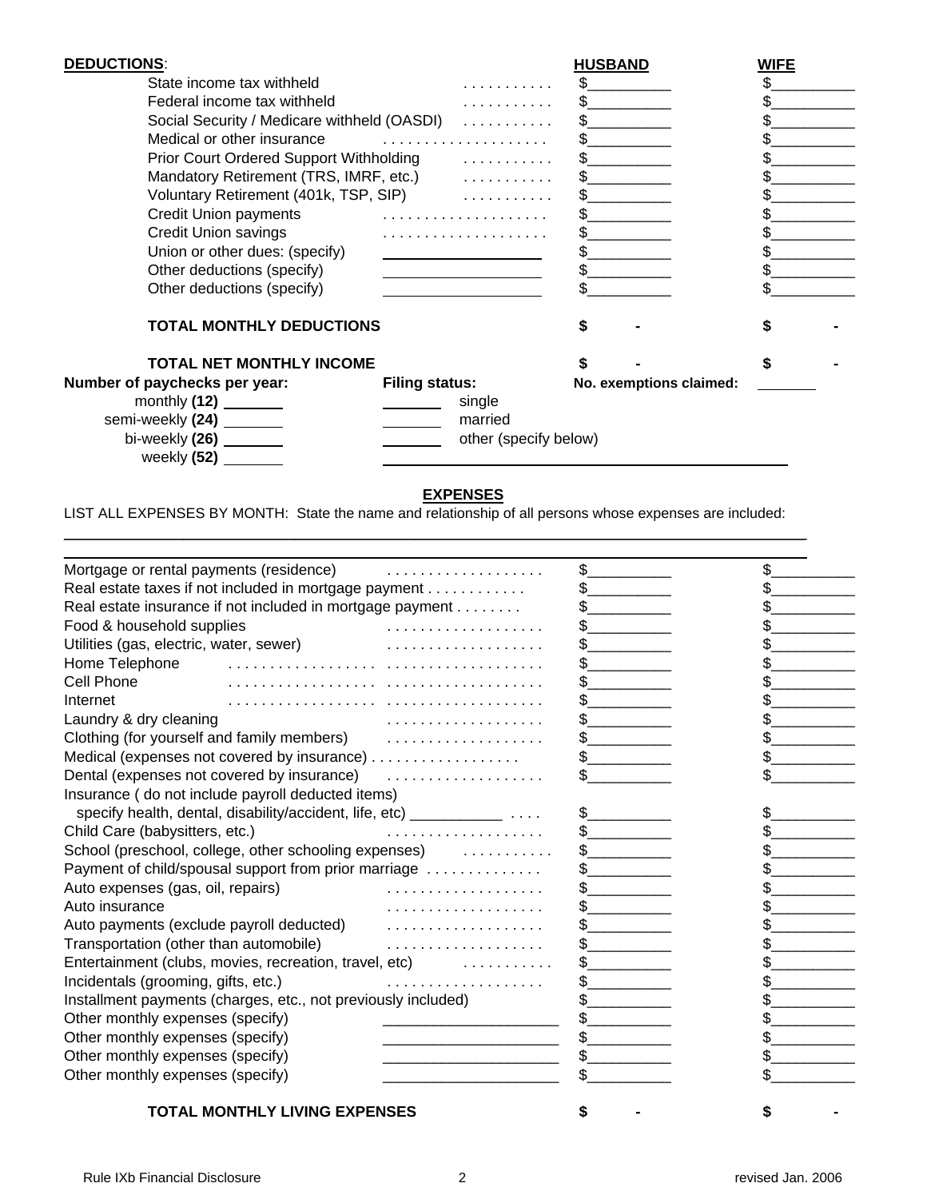## DEDUCTIONS:

| | HUSBAND | WIFE |
|---|---|---|
| State income tax withheld | $__________ | $__________ |
| Federal income tax withheld | $__________ | $__________ |
| Social Security / Medicare withheld (OASDI) | $__________ | $__________ |
| Medical or other insurance | $__________ | $__________ |
| Prior Court Ordered Support Withholding | $__________ | $__________ |
| Mandatory Retirement (TRS, IMRF, etc.) | $__________ | $__________ |
| Voluntary Retirement (401k, TSP, SIP) | $__________ | $__________ |
| Credit Union payments | $__________ | $__________ |
| Credit Union savings | $__________ | $__________ |
| Union or other dues: (specify) ____________________ | $__________ | $__________ |
| Other deductions (specify) ____________________ | $__________ | $__________ |
| Other deductions (specify) ____________________ | $__________ | $__________ |
| **TOTAL MONTHLY DEDUCTIONS** | **$ -** | **$ -** |
| **TOTAL NET MONTHLY INCOME** | **$ -** | **$ -** |

**Number of paychecks per year:**
- monthly **(12)** _______
- semi-weekly **(24)** _______
- bi-weekly **(26)** _______
- weekly **(52)** _______

**Filing status:**
- _______ single
- _______ married
- _______ other (specify below)

______________________________________________

**No. exemptions claimed:** _______

## EXPENSES

LIST ALL EXPENSES BY MONTH: State the name and relationship of all persons whose expenses are included:

______________________________________________________________________________

______________________________________________________________________________

| | | |
|---|---|---|
| Mortgage or rental payments (residence) | $__________ | $__________ |
| Real estate taxes if not included in mortgage payment | $__________ | $__________ |
| Real estate insurance if not included in mortgage payment | $__________ | $__________ |
| Food & household supplies | $__________ | $__________ |
| Utilities (gas, electric, water, sewer) | $__________ | $__________ |
| Home Telephone | $__________ | $__________ |
| Cell Phone | $__________ | $__________ |
| Internet | $__________ | $__________ |
| Laundry & dry cleaning | $__________ | $__________ |
| Clothing (for yourself and family members) | $__________ | $__________ |
| Medical (expenses not covered by insurance) | $__________ | $__________ |
| Dental (expenses not covered by insurance) | $__________ | $__________ |
| Insurance ( do not include payroll deducted items) specify health, dental, disability/accident, life, etc) ___________ | $__________ | $__________ |
| Child Care (babysitters, etc.) | $__________ | $__________ |
| School (preschool, college, other schooling expenses) | $__________ | $__________ |
| Payment of child/spousal support from prior marriage | $__________ | $__________ |
| Auto expenses (gas, oil, repairs) | $__________ | $__________ |
| Auto insurance | $__________ | $__________ |
| Auto payments (exclude payroll deducted) | $__________ | $__________ |
| Transportation (other than automobile) | $__________ | $__________ |
| Entertainment (clubs, movies, recreation, travel, etc) | $__________ | $__________ |
| Incidentals (grooming, gifts, etc.) | $__________ | $__________ |
| Installment payments (charges, etc., not previously included) | $__________ | $__________ |
| Other monthly expenses (specify) ____________________ | $__________ | $__________ |
| Other monthly expenses (specify) ____________________ | $__________ | $__________ |
| Other monthly expenses (specify) ____________________ | $__________ | $__________ |
| Other monthly expenses (specify) ____________________ | $__________ | $__________ |
| **TOTAL MONTHLY LIVING EXPENSES** | **$ -** | **$ -** |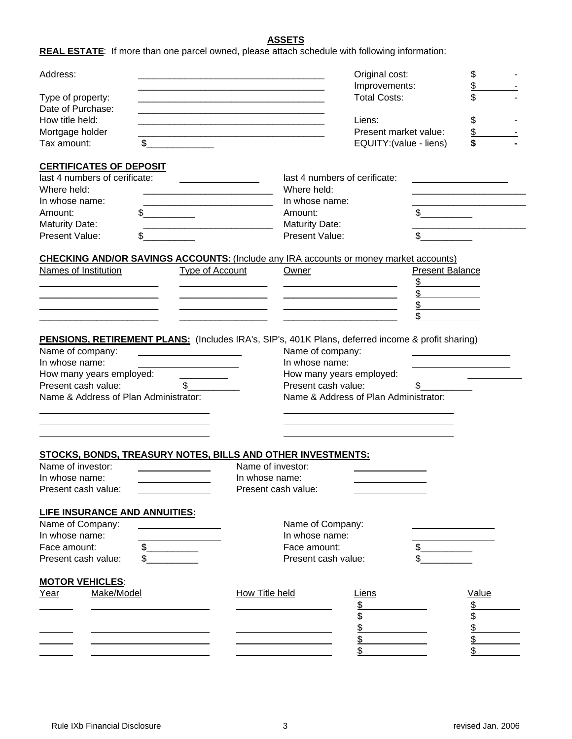## ASSETS

**REAL ESTATE**: If more than one parcel owned, please attach schedule with following information:

| | | | |
|---|---|---|---|
| Address: | ___________________________________ | Original cost: | $ - |
| | ___________________________________ | Improvements: | $ - |
| Type of property: | ___________________________________ | Total Costs: | $ - |
| Date of Purchase: | ___________________________________ | | |
| How title held: | ___________________________________ | Liens: | $ - |
| Mortgage holder | ___________________________________ | Present market value: | $ - |
| Tax amount: | $_____________ | EQUITY:(value - liens) | **$ -** |

**CERTIFICATES OF DEPOSIT**

| | | | |
|---|---|---|---|
| last 4 numbers of cerificate: | ______________ | last 4 numbers of cerificate: | ______________ |
| Where held: | ________________________ | Where held: | ________________________ |
| In whose name: | ________________________ | In whose name: | ________________________ |
| Amount: | $__________ | Amount: | $__________ |
| Maturity Date: | ________________________ | Maturity Date: | ________________________ |
| Present Value: | $__________ | Present Value: | $__________ |

**CHECKING AND/OR SAVINGS ACCOUNTS:** (Include any IRA accounts or money market accounts)

| Names of Institution | Type of Account | Owner | Present Balance |
|---|---|---|---|
| | | | $ |
| | | | $ |
| | | | $ |
| | | | $ |

**PENSIONS, RETIREMENT PLANS:** (Includes IRA's, SIP's, 401K Plans, deferred income & profit sharing)

| | | | |
|---|---|---|---|
| Name of company: | ____________________ | Name of company: | ____________________ |
| In whose name: | ____________________ | In whose name: | ____________________ |
| How many years employed: | __________ | How many years employed: | __________ |
| Present cash value: | $__________ | Present cash value: | $__________ |
| Name & Address of Plan Administrator: | | Name & Address of Plan Administrator: | |

________________________________ ________________________________

________________________________ ________________________________

________________________________ ________________________________

**STOCKS, BONDS, TREASURY NOTES, BILLS AND OTHER INVESTMENTS:**

| | | | |
|---|---|---|---|
| Name of investor: | ______________ | Name of investor: | ______________ |
| In whose name: | ______________ | In whose name: | ______________ |
| Present cash value: | ______________ | Present cash value: | ______________ |

**LIFE INSURANCE AND ANNUITIES:**

| | | | |
|---|---|---|---|
| Name of Company: | ______________ | Name of Company: | ______________ |
| In whose name: | ______________ | In whose name: | ______________ |
| Face amount: | $__________ | Face amount: | $__________ |
| Present cash value: | $__________ | Present cash value: | $__________ |

**MOTOR VEHICLES**:

| Year | Make/Model | How Title held | Liens | Value |
|---|---|---|---|---|
| | | | $ | $ |
| | | | $ | $ |
| | | | $ | $ |
| | | | $ | $ |
| | | | $ | $ |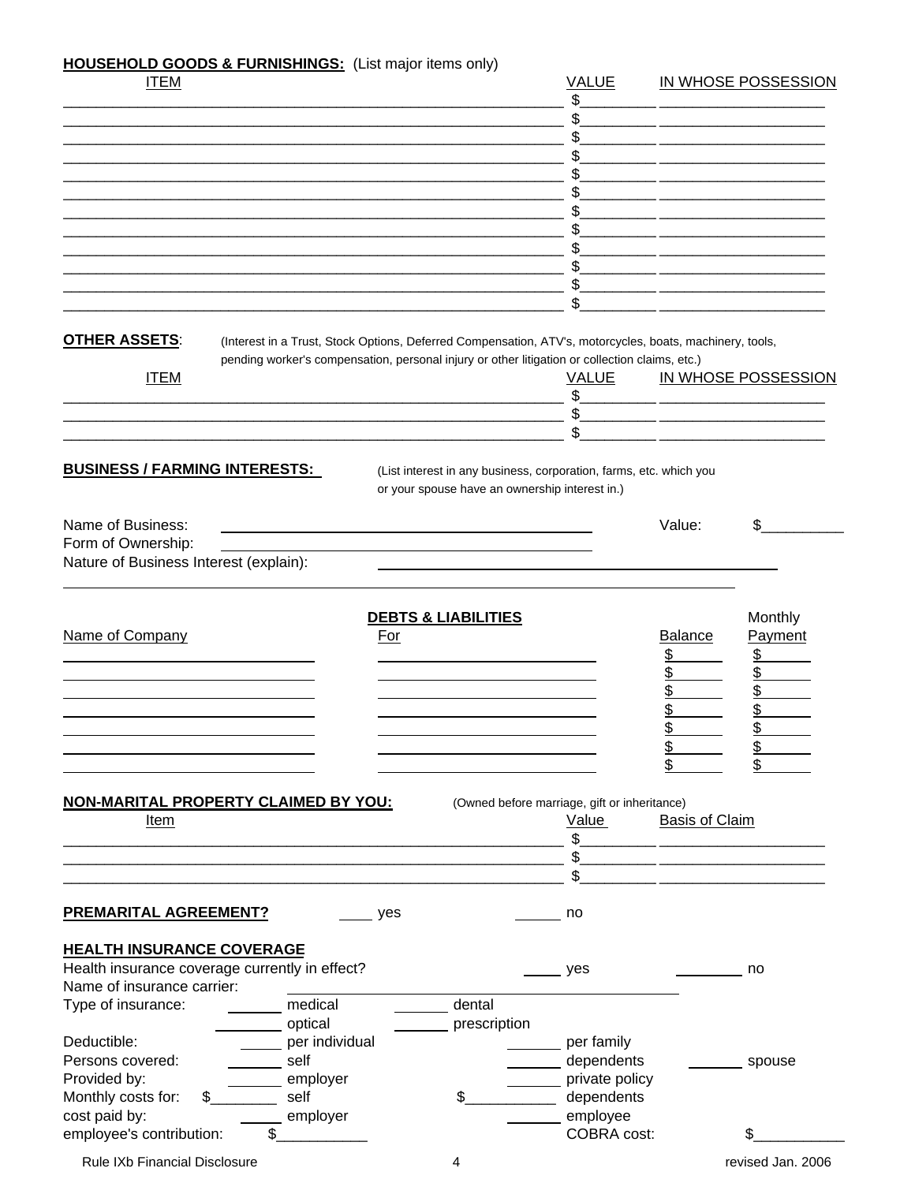**HOUSEHOLD GOODS & FURNISHINGS:** (List major items only)

| ITEM | VALUE | IN WHOSE POSSESSION |
|---|---|---|
| | $ | |
| | $ | |
| | $ | |
| | $ | |
| | $ | |
| | $ | |
| | $ | |
| | $ | |
| | $ | |
| | $ | |
| | $ | |
| | $ | |

**OTHER ASSETS**: (Interest in a Trust, Stock Options, Deferred Compensation, ATV's, motorcycles, boats, machinery, tools, pending worker's compensation, personal injury or other litigation or collection claims, etc.)

| ITEM | VALUE | IN WHOSE POSSESSION |
|---|---|---|
| | $ | |
| | $ | |
| | $ | |

**BUSINESS / FARMING INTERESTS:** (List interest in any business, corporation, farms, etc. which you or your spouse have an ownership interest in.)

Name of Business: ______________________ Value: $__________

Form of Ownership: ______________________

Nature of Business Interest (explain): ______________________

______________________________________________

**DEBTS & LIABILITIES**

| Name of Company | For | Balance | Monthly Payment |
|---|---|---|---|
| | | $ | $ |
| | | $ | $ |
| | | $ | $ |
| | | $ | $ |
| | | $ | $ |
| | | $ | $ |
| | | $ | $ |

**NON-MARITAL PROPERTY CLAIMED BY YOU:** (Owned before marriage, gift or inheritance)

| Item | Value | Basis of Claim |
|---|---|---|
| | $ | |
| | $ | |
| | $ | |

**PREMARITAL AGREEMENT?** ____ yes ______ no

**HEALTH INSURANCE COVERAGE**

Health insurance coverage currently in effect? ____ yes ________ no

Name of insurance carrier: ______________________

Type of insurance: _______ medical _______ dental

________ optical _______ prescription

Deductible: _____ per individual _______ per family

Persons covered: _______ self _______ dependents _______ spouse

Provided by: _______ employer _______ private policy

Monthly costs for: $________ self $___________ dependents

cost paid by: _____ employer _______ employee

employee's contribution: $___________ COBRA cost: $___________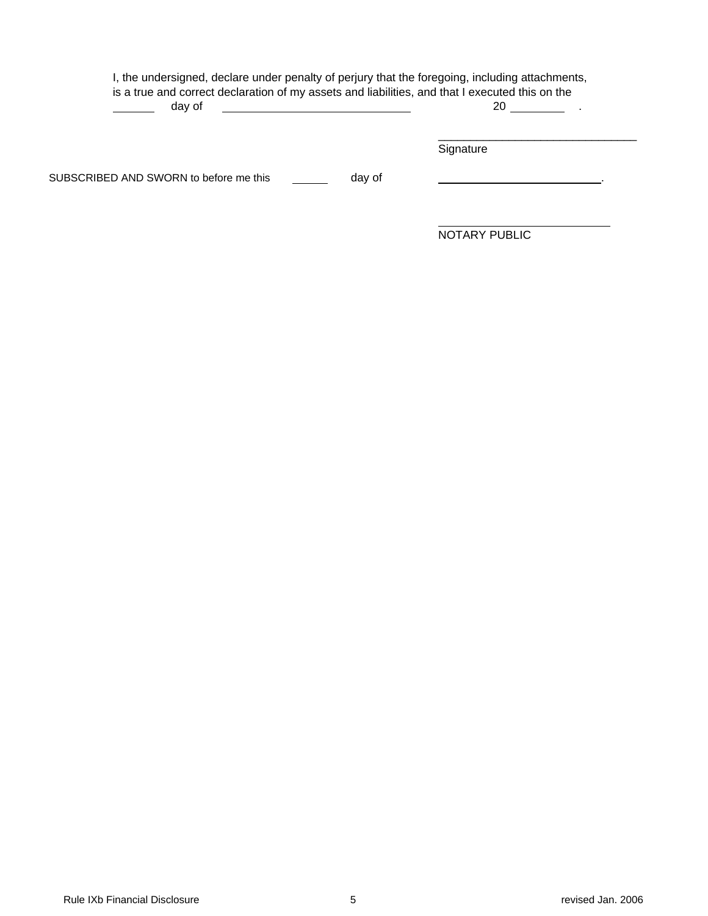I, the undersigned, declare under penalty of perjury that the foregoing, including attachments, is a true and correct declaration of my assets and liabilities, and that I executed this on the ______ day of ______________________________ 20 ________ .

_______________________________
Signature

SUBSCRIBED AND SWORN to before me this ______ day of __________________________.

___________________________
NOTARY PUBLIC